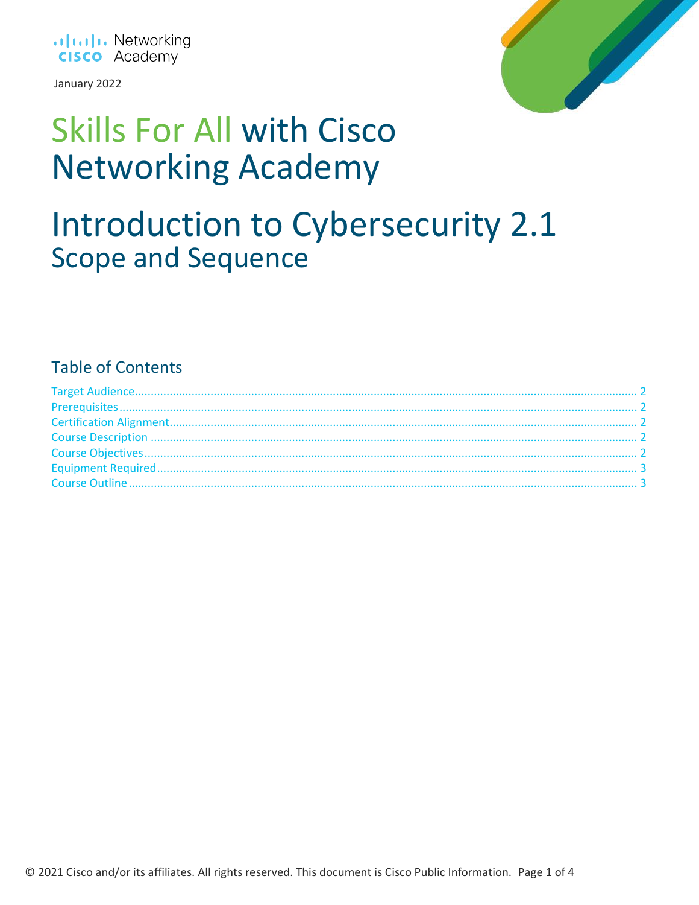Networking Academy

January 2022

# Skills For All with Cisco Networking Academy

# Introduction to Cybersecurity 2.1

## Scope and Sequence

### Table of Contents

- Target Audience ........ 2
- Prerequisites ........ 2
- Certification Alignment ........ 2
- Course Description ........ 2
- Course Objectives ........ 2
- Equipment Required ........ 3
- Course Outline ........ 3

© 2021 Cisco and/or its affiliates. All rights reserved. This document is Cisco Public Information.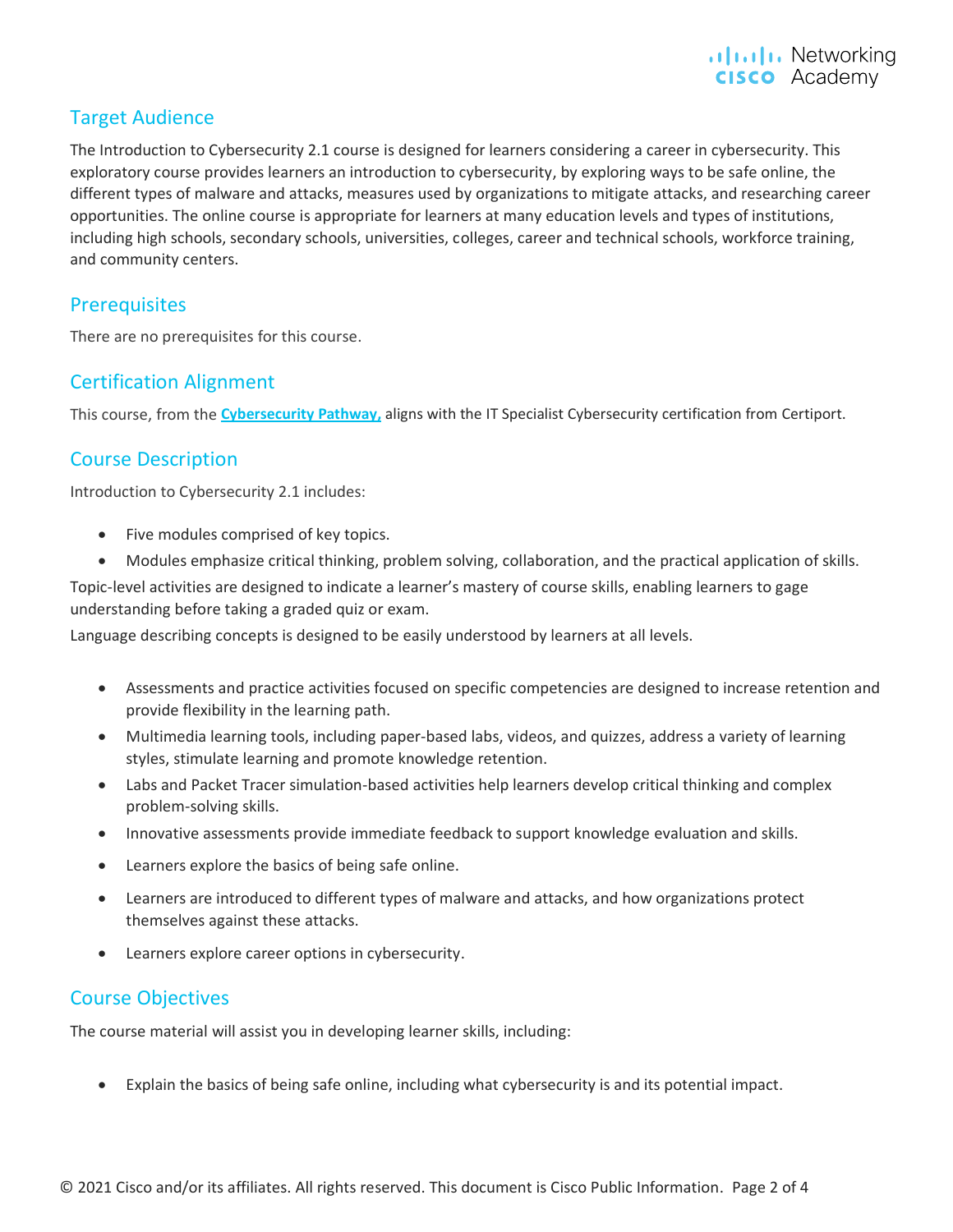## Target Audience

The Introduction to Cybersecurity 2.1 course is designed for learners considering a career in cybersecurity. This exploratory course provides learners an introduction to cybersecurity, by exploring ways to be safe online, the different types of malware and attacks, measures used by organizations to mitigate attacks, and researching career opportunities. The online course is appropriate for learners at many education levels and types of institutions, including high schools, secondary schools, universities, colleges, career and technical schools, workforce training, and community centers.

## Prerequisites

There are no prerequisites for this course.

## Certification Alignment

This course, from the **Cybersecurity Pathway,** aligns with the IT Specialist Cybersecurity certification from Certiport.

## Course Description

Introduction to Cybersecurity 2.1 includes:

- Five modules comprised of key topics.
- Modules emphasize critical thinking, problem solving, collaboration, and the practical application of skills.

Topic-level activities are designed to indicate a learner's mastery of course skills, enabling learners to gage understanding before taking a graded quiz or exam.

Language describing concepts is designed to be easily understood by learners at all levels.

- Assessments and practice activities focused on specific competencies are designed to increase retention and provide flexibility in the learning path.
- Multimedia learning tools, including paper-based labs, videos, and quizzes, address a variety of learning styles, stimulate learning and promote knowledge retention.
- Labs and Packet Tracer simulation-based activities help learners develop critical thinking and complex problem-solving skills.
- Innovative assessments provide immediate feedback to support knowledge evaluation and skills.
- Learners explore the basics of being safe online.
- Learners are introduced to different types of malware and attacks, and how organizations protect themselves against these attacks.
- Learners explore career options in cybersecurity.

## Course Objectives

The course material will assist you in developing learner skills, including:

- Explain the basics of being safe online, including what cybersecurity is and its potential impact.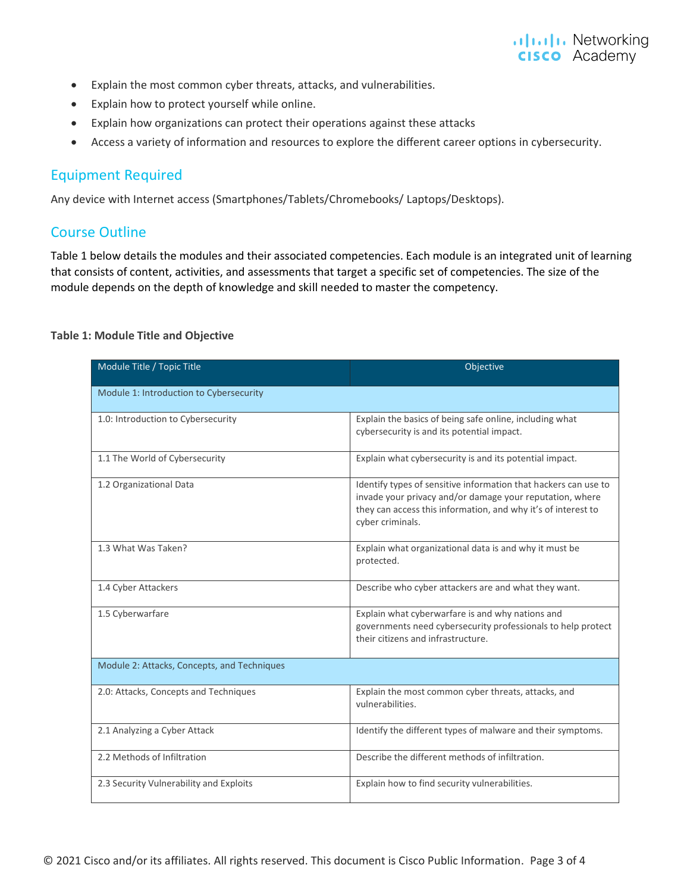- Explain the most common cyber threats, attacks, and vulnerabilities.
- Explain how to protect yourself while online.
- Explain how organizations can protect their operations against these attacks
- Access a variety of information and resources to explore the different career options in cybersecurity.

## Equipment Required

Any device with Internet access (Smartphones/Tablets/Chromebooks/ Laptops/Desktops).

## Course Outline

Table 1 below details the modules and their associated competencies. Each module is an integrated unit of learning that consists of content, activities, and assessments that target a specific set of competencies. The size of the module depends on the depth of knowledge and skill needed to master the competency.

**Table 1: Module Title and Objective**

| Module Title / Topic Title | Objective |
|---|---|
| Module 1: Introduction to Cybersecurity | |
| 1.0: Introduction to Cybersecurity | Explain the basics of being safe online, including what cybersecurity is and its potential impact. |
| 1.1 The World of Cybersecurity | Explain what cybersecurity is and its potential impact. |
| 1.2 Organizational Data | Identify types of sensitive information that hackers can use to invade your privacy and/or damage your reputation, where they can access this information, and why it's of interest to cyber criminals. |
| 1.3 What Was Taken? | Explain what organizational data is and why it must be protected. |
| 1.4 Cyber Attackers | Describe who cyber attackers are and what they want. |
| 1.5 Cyberwarfare | Explain what cyberwarfare is and why nations and governments need cybersecurity professionals to help protect their citizens and infrastructure. |
| Module 2: Attacks, Concepts, and Techniques | |
| 2.0: Attacks, Concepts and Techniques | Explain the most common cyber threats, attacks, and vulnerabilities. |
| 2.1 Analyzing a Cyber Attack | Identify the different types of malware and their symptoms. |
| 2.2 Methods of Infiltration | Describe the different methods of infiltration. |
| 2.3 Security Vulnerability and Exploits | Explain how to find security vulnerabilities. |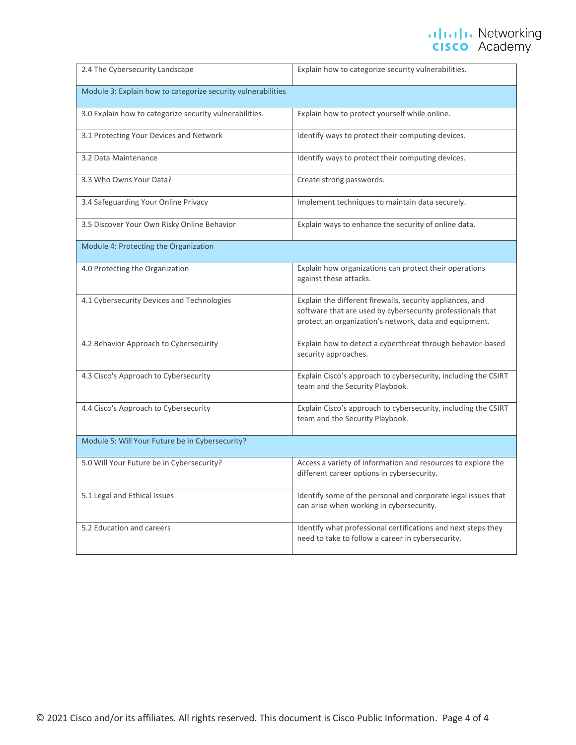| | |
|---|---|
| 2.4 The Cybersecurity Landscape | Explain how to categorize security vulnerabilities. |
| Module 3: Explain how to categorize security vulnerabilities | |
| 3.0 Explain how to categorize security vulnerabilities. | Explain how to protect yourself while online. |
| 3.1 Protecting Your Devices and Network | Identify ways to protect their computing devices. |
| 3.2 Data Maintenance | Identify ways to protect their computing devices. |
| 3.3 Who Owns Your Data? | Create strong passwords. |
| 3.4 Safeguarding Your Online Privacy | Implement techniques to maintain data securely. |
| 3.5 Discover Your Own Risky Online Behavior | Explain ways to enhance the security of online data. |
| Module 4: Protecting the Organization | |
| 4.0 Protecting the Organization | Explain how organizations can protect their operations against these attacks. |
| 4.1 Cybersecurity Devices and Technologies | Explain the different firewalls, security appliances, and software that are used by cybersecurity professionals that protect an organization's network, data and equipment. |
| 4.2 Behavior Approach to Cybersecurity | Explain how to detect a cyberthreat through behavior-based security approaches. |
| 4.3 Cisco's Approach to Cybersecurity | Explain Cisco's approach to cybersecurity, including the CSIRT team and the Security Playbook. |
| 4.4 Cisco's Approach to Cybersecurity | Explain Cisco's approach to cybersecurity, including the CSIRT team and the Security Playbook. |
| Module 5: Will Your Future be in Cybersecurity? | |
| 5.0 Will Your Future be in Cybersecurity? | Access a variety of information and resources to explore the different career options in cybersecurity. |
| 5.1 Legal and Ethical Issues | Identify some of the personal and corporate legal issues that can arise when working in cybersecurity. |
| 5.2 Education and careers | Identify what professional certifications and next steps they need to take to follow a career in cybersecurity. |